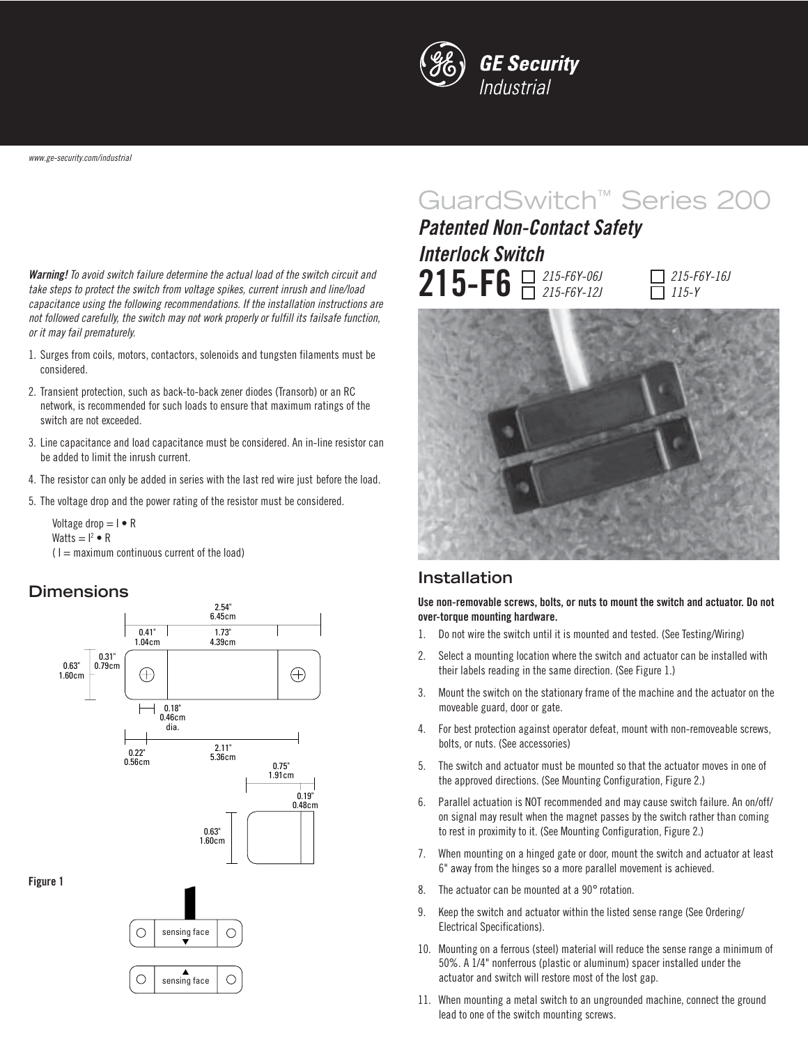GE Security
Industrial

www.ge-security.com/industrial

# GuardSwitch™ Series 200

## *Patented Non-Contact Safety Interlock Switch*

**215-F6** ☐ *215-F6Y-06J* ☐ *215-F6Y-12J* ☐ *215-F6Y-16J* ☐ *115-Y*

***Warning!*** *To avoid switch failure determine the actual load of the switch circuit and take steps to protect the switch from voltage spikes, current inrush and line/load capacitance using the following recommendations. If the installation instructions are not followed carefully, the switch may not work properly or fulfill its failsafe function, or it may fail prematurely.*

1. Surges from coils, motors, contactors, solenoids and tungsten filaments must be considered.
2. Transient protection, such as back-to-back zener diodes (Transorb) or an RC network, is recommended for such loads to ensure that maximum ratings of the switch are not exceeded.
3. Line capacitance and load capacitance must be considered. An in-line resistor can be added to limit the inrush current.
4. The resistor can only be added in series with the last red wire just before the load.
5. The voltage drop and the power rating of the resistor must be considered.

   Voltage drop = $I \bullet R$
   Watts = $I^2 \bullet R$
   ( I = maximum continuous current of the load)

## Dimensions

2.54" 6.45cm; 0.41" 1.04cm; 1.73" 4.39cm; 0.63" 1.60cm; 0.31" 0.79cm; 0.18" 0.46cm dia.; 0.22" 0.56cm; 2.11" 5.36cm; 0.75" 1.91cm; 0.19" 0.48cm; 0.63" 1.60cm

**Figure 1**

sensing face ▼

▲ sensing face

## Installation

**Use non-removable screws, bolts, or nuts to mount the switch and actuator. Do not over-torque mounting hardware.**

1. Do not wire the switch until it is mounted and tested. (See Testing/Wiring)
2. Select a mounting location where the switch and actuator can be installed with their labels reading in the same direction. (See Figure 1.)
3. Mount the switch on the stationary frame of the machine and the actuator on the moveable guard, door or gate.
4. For best protection against operator defeat, mount with non-removeable screws, bolts, or nuts. (See accessories)
5. The switch and actuator must be mounted so that the actuator moves in one of the approved directions. (See Mounting Configuration, Figure 2.)
6. Parallel actuation is NOT recommended and may cause switch failure. An on/off/on signal may result when the magnet passes by the switch rather than coming to rest in proximity to it. (See Mounting Configuration, Figure 2.)
7. When mounting on a hinged gate or door, mount the switch and actuator at least 6" away from the hinges so a more parallel movement is achieved.
8. The actuator can be mounted at a 90° rotation.
9. Keep the switch and actuator within the listed sense range (See Ordering/Electrical Specifications).
10. Mounting on a ferrous (steel) material will reduce the sense range a minimum of 50%. A 1/4" nonferrous (plastic or aluminum) spacer installed under the actuator and switch will restore most of the lost gap.
11. When mounting a metal switch to an ungrounded machine, connect the ground lead to one of the switch mounting screws.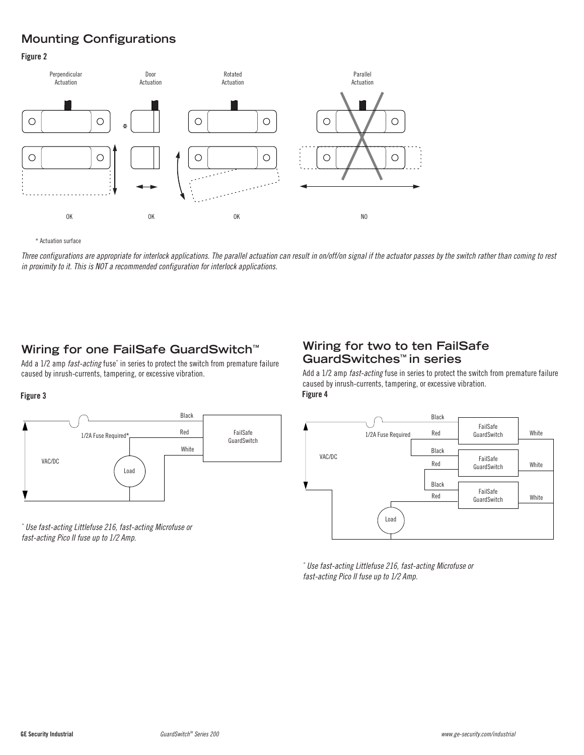## Mounting Configurations

**Figure 2**

Perpendicular Actuation — OK

Door Actuation — OK

Rotated Actuation — OK

Parallel Actuation — NO

\* Actuation surface

*Three configurations are appropriate for interlock applications. The parallel actuation can result in on/off/on signal if the actuator passes by the switch rather than coming to rest in proximity to it. This is NOT a recommended configuration for interlock applications.*

## Wiring for one FailSafe GuardSwitch™

Add a 1/2 amp *fast-acting* fuse* in series to protect the switch from premature failure caused by inrush-currents, tampering, or excessive vibration.

**Figure 3**

Black

Red

White

FailSafe GuardSwitch

1/2A Fuse Required*

VAC/DC

Load

*\* Use fast-acting Littlefuse 216, fast-acting Microfuse or fast-acting Pico II fuse up to 1/2 Amp.*

## Wiring for two to ten FailSafe GuardSwitches™ in series

Add a 1/2 amp *fast-acting* fuse in series to protect the switch from premature failure caused by inrush-currents, tampering, or excessive vibration.

**Figure 4**

1/2A Fuse Required

VAC/DC

Black

Red

FailSafe GuardSwitch

White

Black

Red

FailSafe GuardSwitch

White

Black

Red

FailSafe GuardSwitch

White

Load

*\* Use fast-acting Littlefuse 216, fast-acting Microfuse or fast-acting Pico II fuse up to 1/2 Amp.*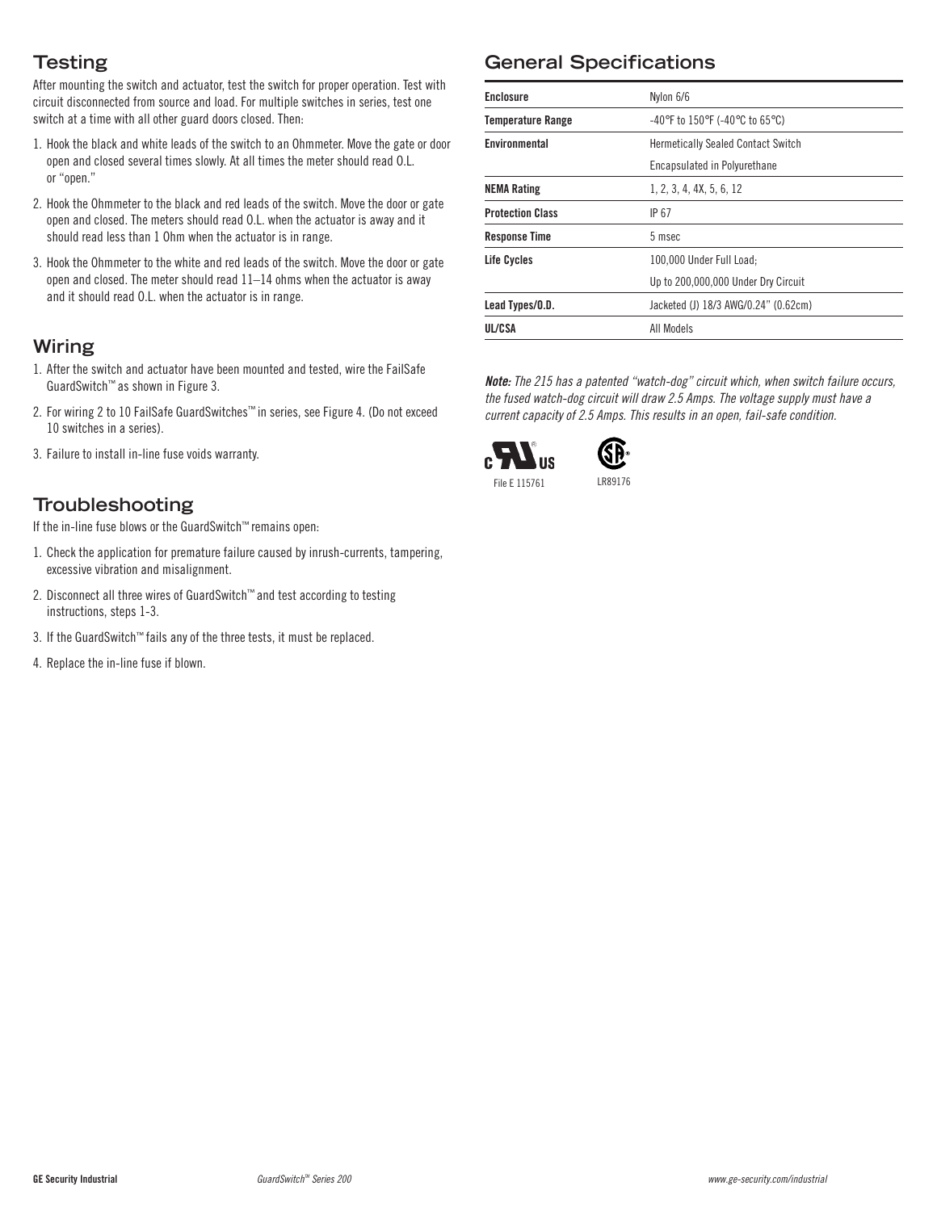## Testing

After mounting the switch and actuator, test the switch for proper operation. Test with circuit disconnected from source and load. For multiple switches in series, test one switch at a time with all other guard doors closed. Then:

1. Hook the black and white leads of the switch to an Ohmmeter. Move the gate or door open and closed several times slowly. At all times the meter should read O.L. or "open."
2. Hook the Ohmmeter to the black and red leads of the switch. Move the door or gate open and closed. The meters should read O.L. when the actuator is away and it should read less than 1 Ohm when the actuator is in range.
3. Hook the Ohmmeter to the white and red leads of the switch. Move the door or gate open and closed. The meter should read 11–14 ohms when the actuator is away and it should read O.L. when the actuator is in range.

## Wiring

1. After the switch and actuator have been mounted and tested, wire the FailSafe GuardSwitch™ as shown in Figure 3.
2. For wiring 2 to 10 FailSafe GuardSwitches™ in series, see Figure 4. (Do not exceed 10 switches in a series).
3. Failure to install in-line fuse voids warranty.

## Troubleshooting

If the in-line fuse blows or the GuardSwitch™ remains open:

1. Check the application for premature failure caused by inrush-currents, tampering, excessive vibration and misalignment.
2. Disconnect all three wires of GuardSwitch™ and test according to testing instructions, steps 1-3.
3. If the GuardSwitch™ fails any of the three tests, it must be replaced.
4. Replace the in-line fuse if blown.

## General Specifications

| | |
|---|---|
| **Enclosure** | Nylon 6/6 |
| **Temperature Range** | -40°F to 150°F (-40°C to 65°C) |
| **Environmental** | Hermetically Sealed Contact Switch |
| | Encapsulated in Polyurethane |
| **NEMA Rating** | 1, 2, 3, 4, 4X, 5, 6, 12 |
| **Protection Class** | IP 67 |
| **Response Time** | 5 msec |
| **Life Cycles** | 100,000 Under Full Load; |
| | Up to 200,000,000 Under Dry Circuit |
| **Lead Types/O.D.** | Jacketed (J) 18/3 AWG/0.24" (0.62cm) |
| **UL/CSA** | All Models |

***Note:*** *The 215 has a patented "watch-dog" circuit which, when switch failure occurs, the fused watch-dog circuit will draw 2.5 Amps. The voltage supply must have a current capacity of 2.5 Amps. This results in an open, fail-safe condition.*

File E 115761

LR89176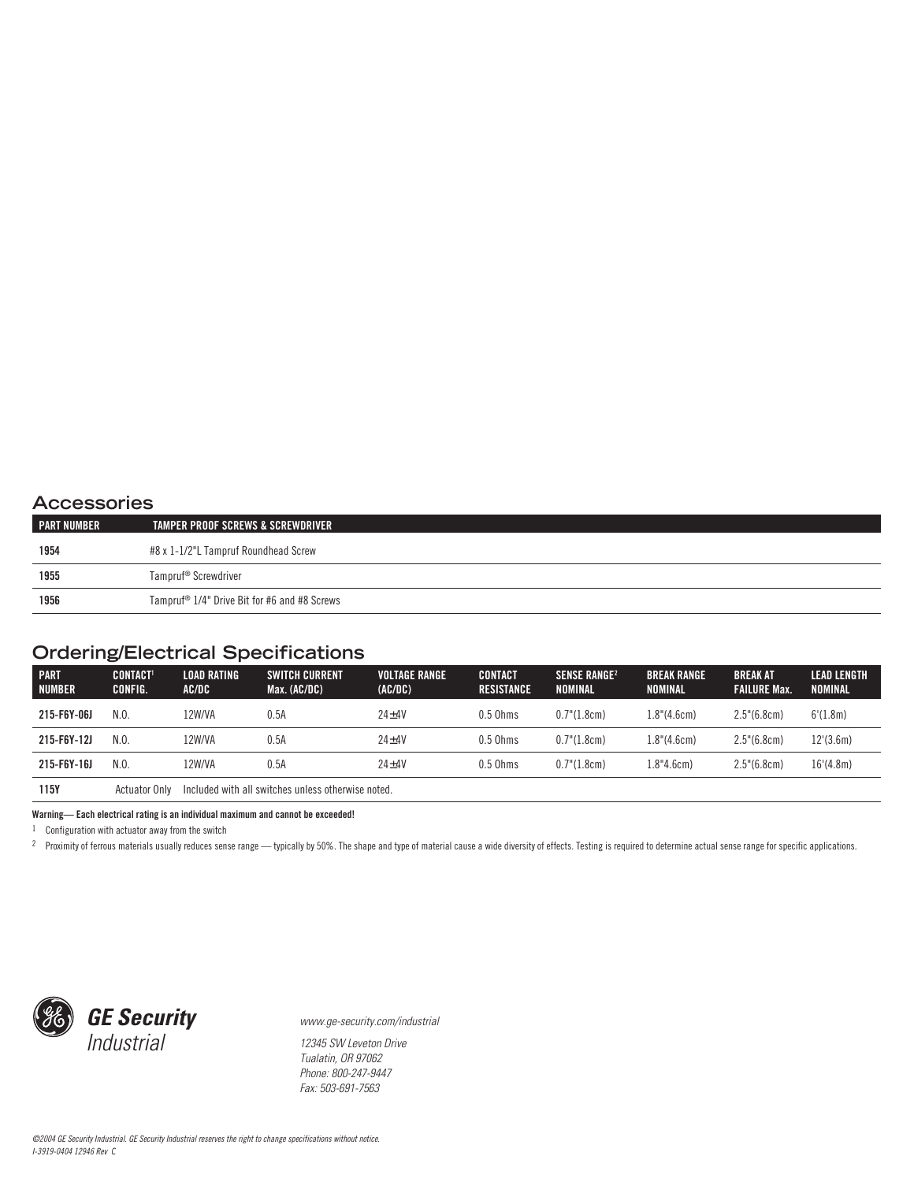## Accessories

| PART NUMBER | TAMPER PROOF SCREWS & SCREWDRIVER |
|---|---|
| 1954 | #8 x 1-1/2"L Tampruf Roundhead Screw |
| 1955 | Tampruf® Screwdriver |
| 1956 | Tampruf® 1/4" Drive Bit for #6 and #8 Screws |

## Ordering/Electrical Specifications

| PART NUMBER | CONTACT[1] CONFIG. | LOAD RATING AC/DC | SWITCH CURRENT Max. (AC/DC) | VOLTAGE RANGE (AC/DC) | CONTACT RESISTANCE | SENSE RANGE[2] NOMINAL | BREAK RANGE NOMINAL | BREAK AT FAILURE Max. | LEAD LENGTH NOMINAL |
|---|---|---|---|---|---|---|---|---|---|
| 215-F6Y-06J | N.O. | 12W/VA | 0.5A | 24±4V | 0.5 Ohms | 0.7"(1.8cm) | 1.8"(4.6cm) | 2.5"(6.8cm) | 6'(1.8m) |
| 215-F6Y-12J | N.O. | 12W/VA | 0.5A | 24±4V | 0.5 Ohms | 0.7"(1.8cm) | 1.8"(4.6cm) | 2.5"(6.8cm) | 12'(3.6m) |
| 215-F6Y-16J | N.O. | 12W/VA | 0.5A | 24±4V | 0.5 Ohms | 0.7"(1.8cm) | 1.8"4.6cm) | 2.5"(6.8cm) | 16'(4.8m) |
| 115Y | Actuator Only | Included with all switches unless otherwise noted. | | | | | | | |

**Warning— Each electrical rating is an individual maximum and cannot be exceeded!**

[1] Configuration with actuator away from the switch

[2] Proximity of ferrous materials usually reduces sense range — typically by 50%. The shape and type of material cause a wide diversity of effects. Testing is required to determine actual sense range for specific applications.

**GE Security** *Industrial*

*www.ge-security.com/industrial*

*12345 SW Leveton Drive*
*Tualatin, OR 97062*
*Phone: 800-247-9447*
*Fax: 503-691-7563*

*©2004 GE Security Industrial. GE Security Industrial reserves the right to change specifications without notice.*
*I-3919-0404 12946 Rev C*